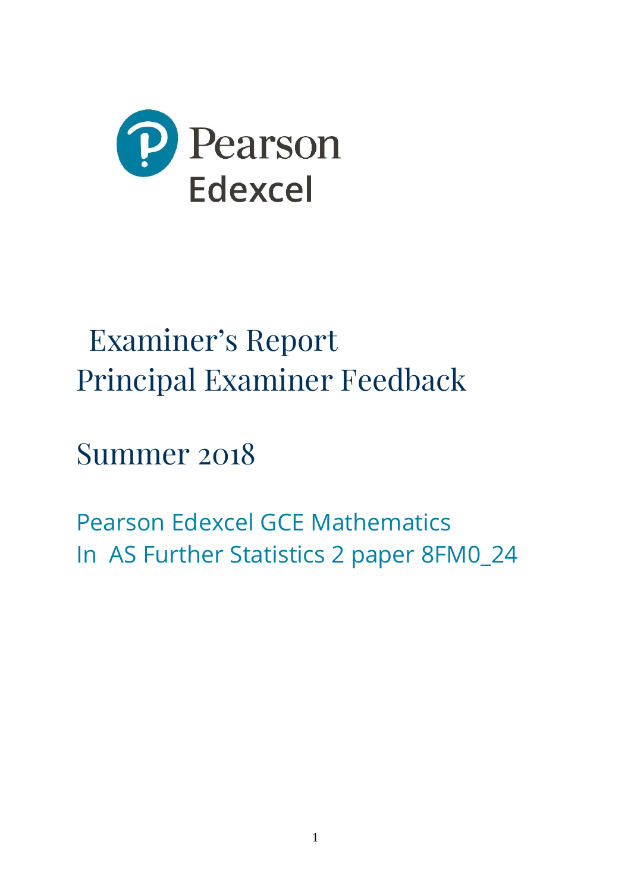Pearson

Edexcel

# Examiner's Report
# Principal Examiner Feedback

## Summer 2018

Pearson Edexcel GCE Mathematics
In AS Further Statistics 2 paper 8FM0_24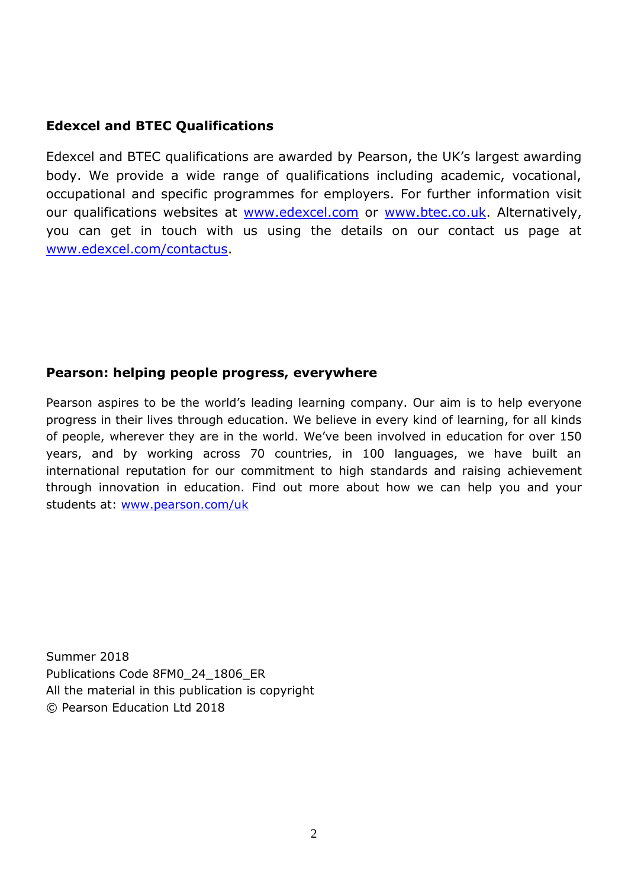## Edexcel and BTEC Qualifications

Edexcel and BTEC qualifications are awarded by Pearson, the UK's largest awarding body. We provide a wide range of qualifications including academic, vocational, occupational and specific programmes for employers. For further information visit our qualifications websites at [www.edexcel.com](http://www.edexcel.com) or [www.btec.co.uk](http://www.btec.co.uk). Alternatively, you can get in touch with us using the details on our contact us page at [www.edexcel.com/contactus](http://www.edexcel.com/contactus).

## Pearson: helping people progress, everywhere

Pearson aspires to be the world's leading learning company. Our aim is to help everyone progress in their lives through education. We believe in every kind of learning, for all kinds of people, wherever they are in the world. We've been involved in education for over 150 years, and by working across 70 countries, in 100 languages, we have built an international reputation for our commitment to high standards and raising achievement through innovation in education. Find out more about how we can help you and your students at: [www.pearson.com/uk](http://www.pearson.com/uk)

Summer 2018
Publications Code 8FM0_24_1806_ER
All the material in this publication is copyright
© Pearson Education Ltd 2018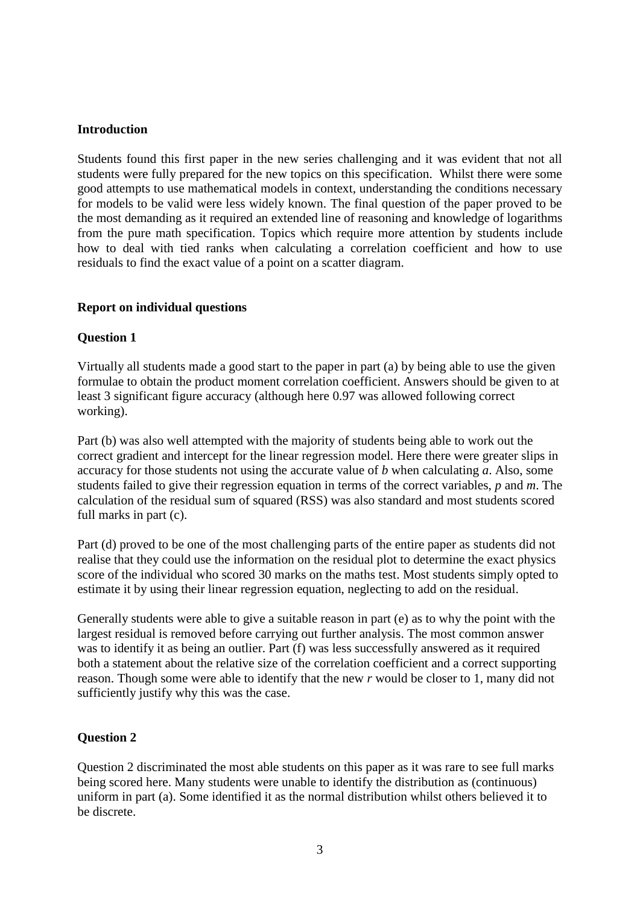## Introduction

Students found this first paper in the new series challenging and it was evident that not all students were fully prepared for the new topics on this specification. Whilst there were some good attempts to use mathematical models in context, understanding the conditions necessary for models to be valid were less widely known. The final question of the paper proved to be the most demanding as it required an extended line of reasoning and knowledge of logarithms from the pure math specification. Topics which require more attention by students include how to deal with tied ranks when calculating a correlation coefficient and how to use residuals to find the exact value of a point on a scatter diagram.

## Report on individual questions

### Question 1

Virtually all students made a good start to the paper in part (a) by being able to use the given formulae to obtain the product moment correlation coefficient. Answers should be given to at least 3 significant figure accuracy (although here 0.97 was allowed following correct working).

Part (b) was also well attempted with the majority of students being able to work out the correct gradient and intercept for the linear regression model. Here there were greater slips in accuracy for those students not using the accurate value of $b$ when calculating $a$. Also, some students failed to give their regression equation in terms of the correct variables, $p$ and $m$. The calculation of the residual sum of squared (RSS) was also standard and most students scored full marks in part (c).

Part (d) proved to be one of the most challenging parts of the entire paper as students did not realise that they could use the information on the residual plot to determine the exact physics score of the individual who scored 30 marks on the maths test. Most students simply opted to estimate it by using their linear regression equation, neglecting to add on the residual.

Generally students were able to give a suitable reason in part (e) as to why the point with the largest residual is removed before carrying out further analysis. The most common answer was to identify it as being an outlier. Part (f) was less successfully answered as it required both a statement about the relative size of the correlation coefficient and a correct supporting reason. Though some were able to identify that the new $r$ would be closer to 1, many did not sufficiently justify why this was the case.

### Question 2

Question 2 discriminated the most able students on this paper as it was rare to see full marks being scored here. Many students were unable to identify the distribution as (continuous) uniform in part (a). Some identified it as the normal distribution whilst others believed it to be discrete.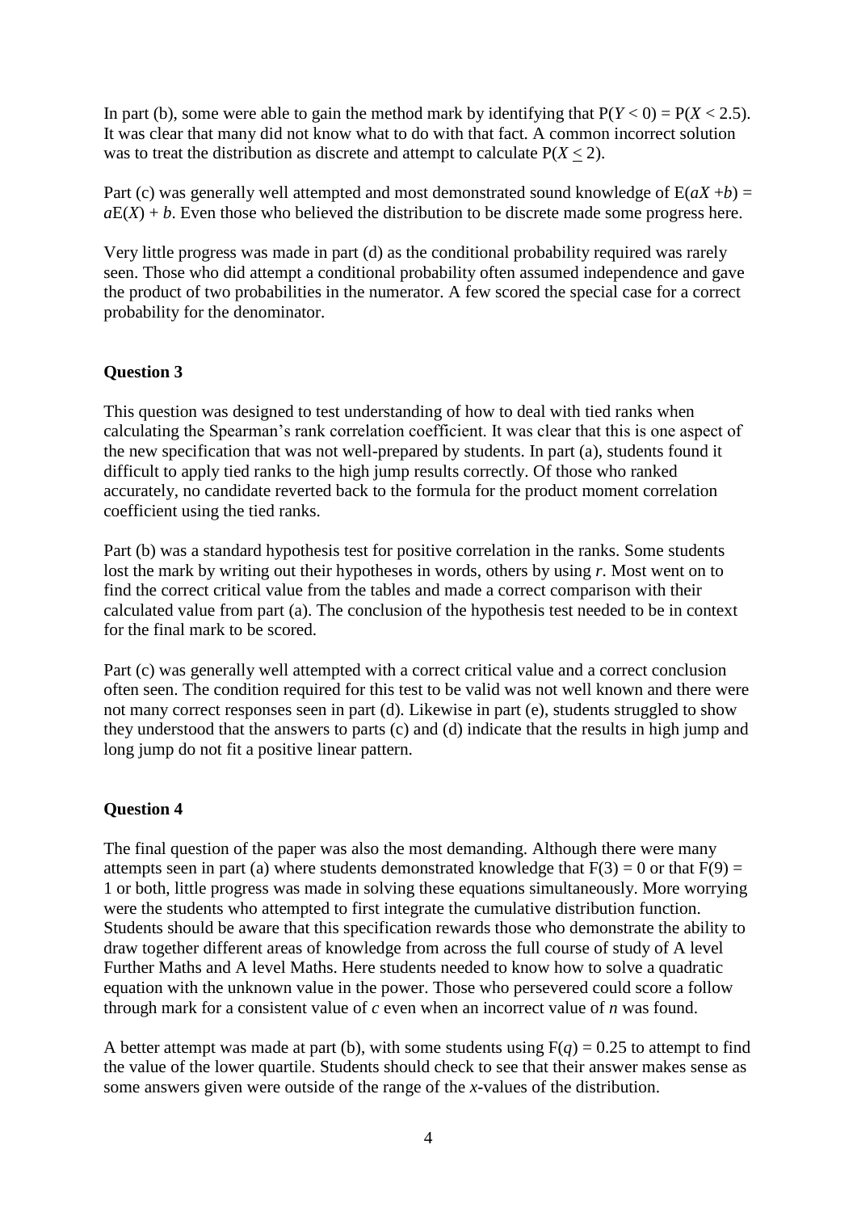In part (b), some were able to gain the method mark by identifying that $P(Y < 0) = P(X < 2.5)$. It was clear that many did not know what to do with that fact. A common incorrect solution was to treat the distribution as discrete and attempt to calculate $P(X \leq 2)$.

Part (c) was generally well attempted and most demonstrated sound knowledge of $E(aX + b) = aE(X) + b$. Even those who believed the distribution to be discrete made some progress here.

Very little progress was made in part (d) as the conditional probability required was rarely seen. Those who did attempt a conditional probability often assumed independence and gave the product of two probabilities in the numerator. A few scored the special case for a correct probability for the denominator.

**Question 3**

This question was designed to test understanding of how to deal with tied ranks when calculating the Spearman's rank correlation coefficient. It was clear that this is one aspect of the new specification that was not well-prepared by students. In part (a), students found it difficult to apply tied ranks to the high jump results correctly. Of those who ranked accurately, no candidate reverted back to the formula for the product moment correlation coefficient using the tied ranks.

Part (b) was a standard hypothesis test for positive correlation in the ranks. Some students lost the mark by writing out their hypotheses in words, others by using $r$. Most went on to find the correct critical value from the tables and made a correct comparison with their calculated value from part (a). The conclusion of the hypothesis test needed to be in context for the final mark to be scored.

Part (c) was generally well attempted with a correct critical value and a correct conclusion often seen. The condition required for this test to be valid was not well known and there were not many correct responses seen in part (d). Likewise in part (e), students struggled to show they understood that the answers to parts (c) and (d) indicate that the results in high jump and long jump do not fit a positive linear pattern.

**Question 4**

The final question of the paper was also the most demanding. Although there were many attempts seen in part (a) where students demonstrated knowledge that $F(3) = 0$ or that $F(9) = 1$ or both, little progress was made in solving these equations simultaneously. More worrying were the students who attempted to first integrate the cumulative distribution function. Students should be aware that this specification rewards those who demonstrate the ability to draw together different areas of knowledge from across the full course of study of A level Further Maths and A level Maths. Here students needed to know how to solve a quadratic equation with the unknown value in the power. Those who persevered could score a follow through mark for a consistent value of $c$ even when an incorrect value of $n$ was found.

A better attempt was made at part (b), with some students using $F(q) = 0.25$ to attempt to find the value of the lower quartile. Students should check to see that their answer makes sense as some answers given were outside of the range of the $x$-values of the distribution.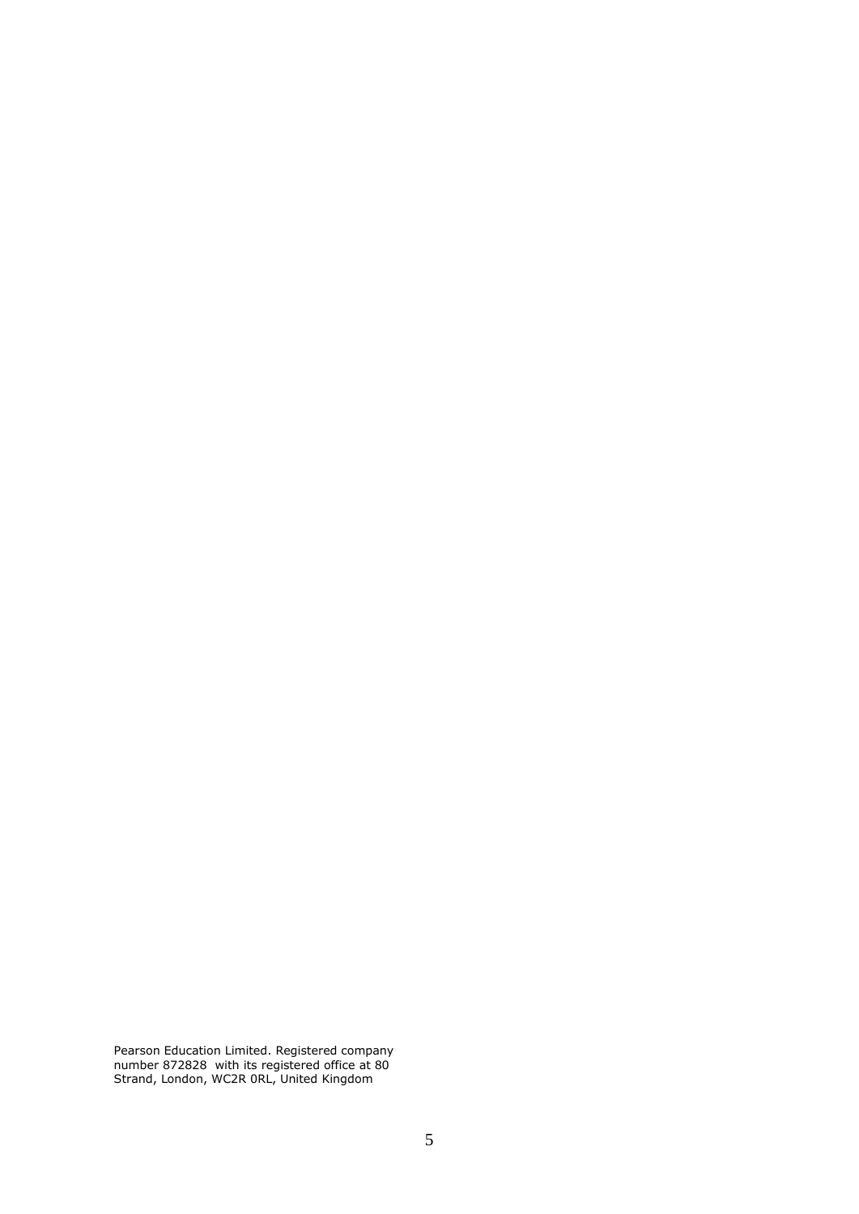Pearson Education Limited. Registered company number 872828 with its registered office at 80 Strand, London, WC2R 0RL, United Kingdom